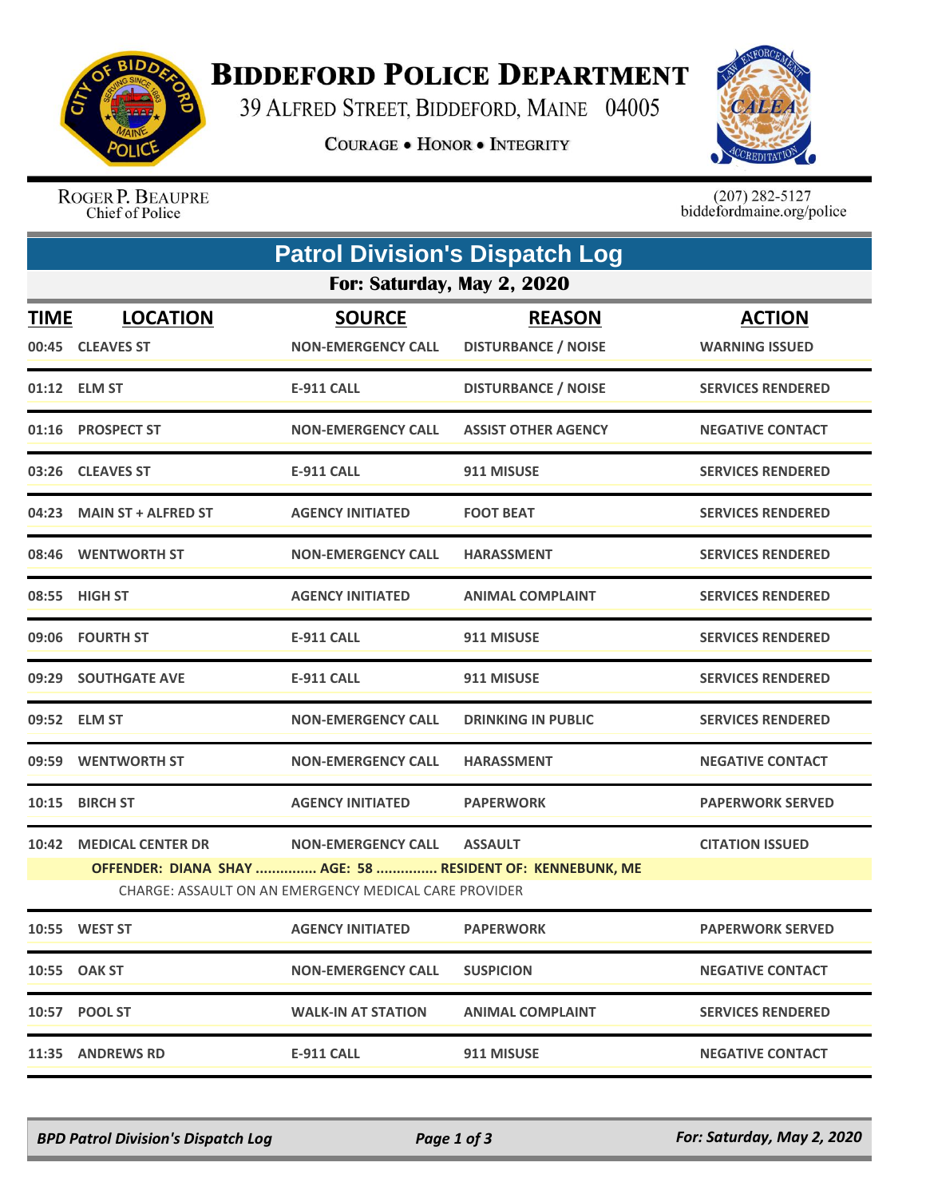# Biddeford Police Department

39 Alfred Street, Biddeford, Maine 04005

**Courage • Honor • Integrity**

Roger P. Beaupre
Chief of Police

(207) 282-5127
biddefordmaine.org/police

## Patrol Division's Dispatch Log

### For: Saturday, May 2, 2020

| TIME | LOCATION | SOURCE | REASON | ACTION |
|---|---|---|---|---|
| 00:45 | CLEAVES ST | NON-EMERGENCY CALL | DISTURBANCE / NOISE | WARNING ISSUED |
| 01:12 | ELM ST | E-911 CALL | DISTURBANCE / NOISE | SERVICES RENDERED |
| 01:16 | PROSPECT ST | NON-EMERGENCY CALL | ASSIST OTHER AGENCY | NEGATIVE CONTACT |
| 03:26 | CLEAVES ST | E-911 CALL | 911 MISUSE | SERVICES RENDERED |
| 04:23 | MAIN ST + ALFRED ST | AGENCY INITIATED | FOOT BEAT | SERVICES RENDERED |
| 08:46 | WENTWORTH ST | NON-EMERGENCY CALL | HARASSMENT | SERVICES RENDERED |
| 08:55 | HIGH ST | AGENCY INITIATED | ANIMAL COMPLAINT | SERVICES RENDERED |
| 09:06 | FOURTH ST | E-911 CALL | 911 MISUSE | SERVICES RENDERED |
| 09:29 | SOUTHGATE AVE | E-911 CALL | 911 MISUSE | SERVICES RENDERED |
| 09:52 | ELM ST | NON-EMERGENCY CALL | DRINKING IN PUBLIC | SERVICES RENDERED |
| 09:59 | WENTWORTH ST | NON-EMERGENCY CALL | HARASSMENT | NEGATIVE CONTACT |
| 10:15 | BIRCH ST | AGENCY INITIATED | PAPERWORK | PAPERWORK SERVED |
| 10:42 | MEDICAL CENTER DR | NON-EMERGENCY CALL | ASSAULT | CITATION ISSUED |
| | OFFENDER: DIANA SHAY ............... AGE: 58 ............... RESIDENT OF: KENNEBUNK, ME<br>CHARGE: ASSAULT ON AN EMERGENCY MEDICAL CARE PROVIDER | | | |
| 10:55 | WEST ST | AGENCY INITIATED | PAPERWORK | PAPERWORK SERVED |
| 10:55 | OAK ST | NON-EMERGENCY CALL | SUSPICION | NEGATIVE CONTACT |
| 10:57 | POOL ST | WALK-IN AT STATION | ANIMAL COMPLAINT | SERVICES RENDERED |
| 11:35 | ANDREWS RD | E-911 CALL | 911 MISUSE | NEGATIVE CONTACT |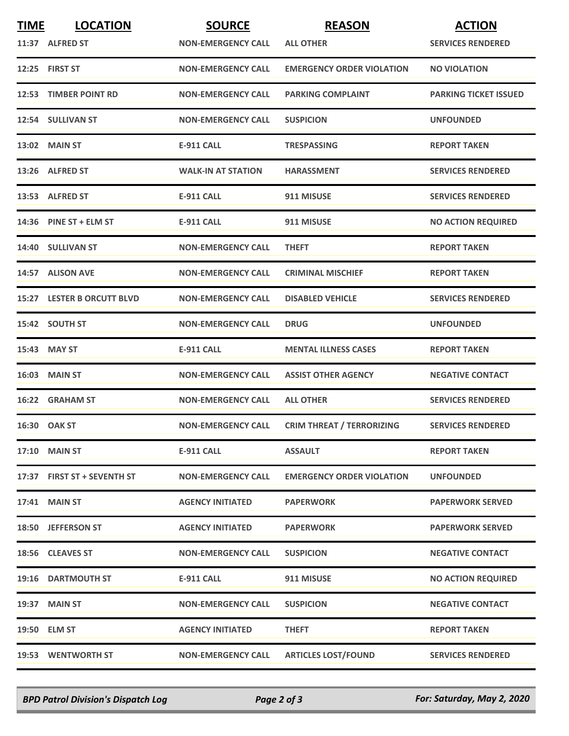| TIME | LOCATION | SOURCE | REASON | ACTION |
| --- | --- | --- | --- | --- |
| 11:37 | ALFRED ST | NON-EMERGENCY CALL | ALL OTHER | SERVICES RENDERED |
| 12:25 | FIRST ST | NON-EMERGENCY CALL | EMERGENCY ORDER VIOLATION | NO VIOLATION |
| 12:53 | TIMBER POINT RD | NON-EMERGENCY CALL | PARKING COMPLAINT | PARKING TICKET ISSUED |
| 12:54 | SULLIVAN ST | NON-EMERGENCY CALL | SUSPICION | UNFOUNDED |
| 13:02 | MAIN ST | E-911 CALL | TRESPASSING | REPORT TAKEN |
| 13:26 | ALFRED ST | WALK-IN AT STATION | HARASSMENT | SERVICES RENDERED |
| 13:53 | ALFRED ST | E-911 CALL | 911 MISUSE | SERVICES RENDERED |
| 14:36 | PINE ST + ELM ST | E-911 CALL | 911 MISUSE | NO ACTION REQUIRED |
| 14:40 | SULLIVAN ST | NON-EMERGENCY CALL | THEFT | REPORT TAKEN |
| 14:57 | ALISON AVE | NON-EMERGENCY CALL | CRIMINAL MISCHIEF | REPORT TAKEN |
| 15:27 | LESTER B ORCUTT BLVD | NON-EMERGENCY CALL | DISABLED VEHICLE | SERVICES RENDERED |
| 15:42 | SOUTH ST | NON-EMERGENCY CALL | DRUG | UNFOUNDED |
| 15:43 | MAY ST | E-911 CALL | MENTAL ILLNESS CASES | REPORT TAKEN |
| 16:03 | MAIN ST | NON-EMERGENCY CALL | ASSIST OTHER AGENCY | NEGATIVE CONTACT |
| 16:22 | GRAHAM ST | NON-EMERGENCY CALL | ALL OTHER | SERVICES RENDERED |
| 16:30 | OAK ST | NON-EMERGENCY CALL | CRIM THREAT / TERRORIZING | SERVICES RENDERED |
| 17:10 | MAIN ST | E-911 CALL | ASSAULT | REPORT TAKEN |
| 17:37 | FIRST ST + SEVENTH ST | NON-EMERGENCY CALL | EMERGENCY ORDER VIOLATION | UNFOUNDED |
| 17:41 | MAIN ST | AGENCY INITIATED | PAPERWORK | PAPERWORK SERVED |
| 18:50 | JEFFERSON ST | AGENCY INITIATED | PAPERWORK | PAPERWORK SERVED |
| 18:56 | CLEAVES ST | NON-EMERGENCY CALL | SUSPICION | NEGATIVE CONTACT |
| 19:16 | DARTMOUTH ST | E-911 CALL | 911 MISUSE | NO ACTION REQUIRED |
| 19:37 | MAIN ST | NON-EMERGENCY CALL | SUSPICION | NEGATIVE CONTACT |
| 19:50 | ELM ST | AGENCY INITIATED | THEFT | REPORT TAKEN |
| 19:53 | WENTWORTH ST | NON-EMERGENCY CALL | ARTICLES LOST/FOUND | SERVICES RENDERED |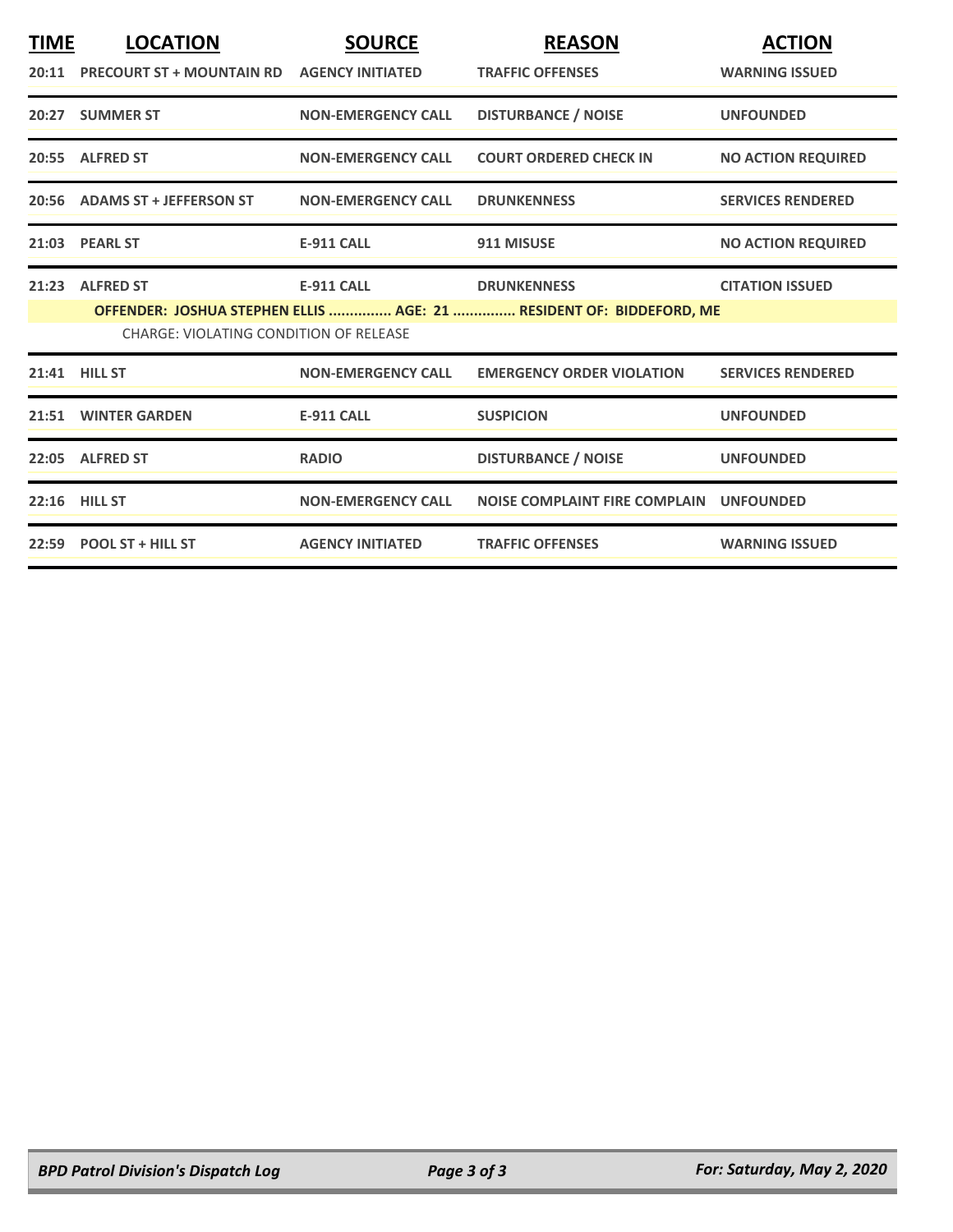| TIME | LOCATION | SOURCE | REASON | ACTION |
|---|---|---|---|---|
| 20:11 | PRECOURT ST + MOUNTAIN RD | AGENCY INITIATED | TRAFFIC OFFENSES | WARNING ISSUED |
| 20:27 | SUMMER ST | NON-EMERGENCY CALL | DISTURBANCE / NOISE | UNFOUNDED |
| 20:55 | ALFRED ST | NON-EMERGENCY CALL | COURT ORDERED CHECK IN | NO ACTION REQUIRED |
| 20:56 | ADAMS ST + JEFFERSON ST | NON-EMERGENCY CALL | DRUNKENNESS | SERVICES RENDERED |
| 21:03 | PEARL ST | E-911 CALL | 911 MISUSE | NO ACTION REQUIRED |
| 21:23 | ALFRED ST | E-911 CALL | DRUNKENNESS | CITATION ISSUED |
| | OFFENDER: JOSHUA STEPHEN ELLIS ............... AGE: 21 ............... RESIDENT OF: BIDDEFORD, ME | | | |
| | CHARGE: VIOLATING CONDITION OF RELEASE | | | |
| 21:41 | HILL ST | NON-EMERGENCY CALL | EMERGENCY ORDER VIOLATION | SERVICES RENDERED |
| 21:51 | WINTER GARDEN | E-911 CALL | SUSPICION | UNFOUNDED |
| 22:05 | ALFRED ST | RADIO | DISTURBANCE / NOISE | UNFOUNDED |
| 22:16 | HILL ST | NON-EMERGENCY CALL | NOISE COMPLAINT FIRE COMPLAIN | UNFOUNDED |
| 22:59 | POOL ST + HILL ST | AGENCY INITIATED | TRAFFIC OFFENSES | WARNING ISSUED |

*BPD Patrol Division's Dispatch Log* — *For: Saturday, May 2, 2020*